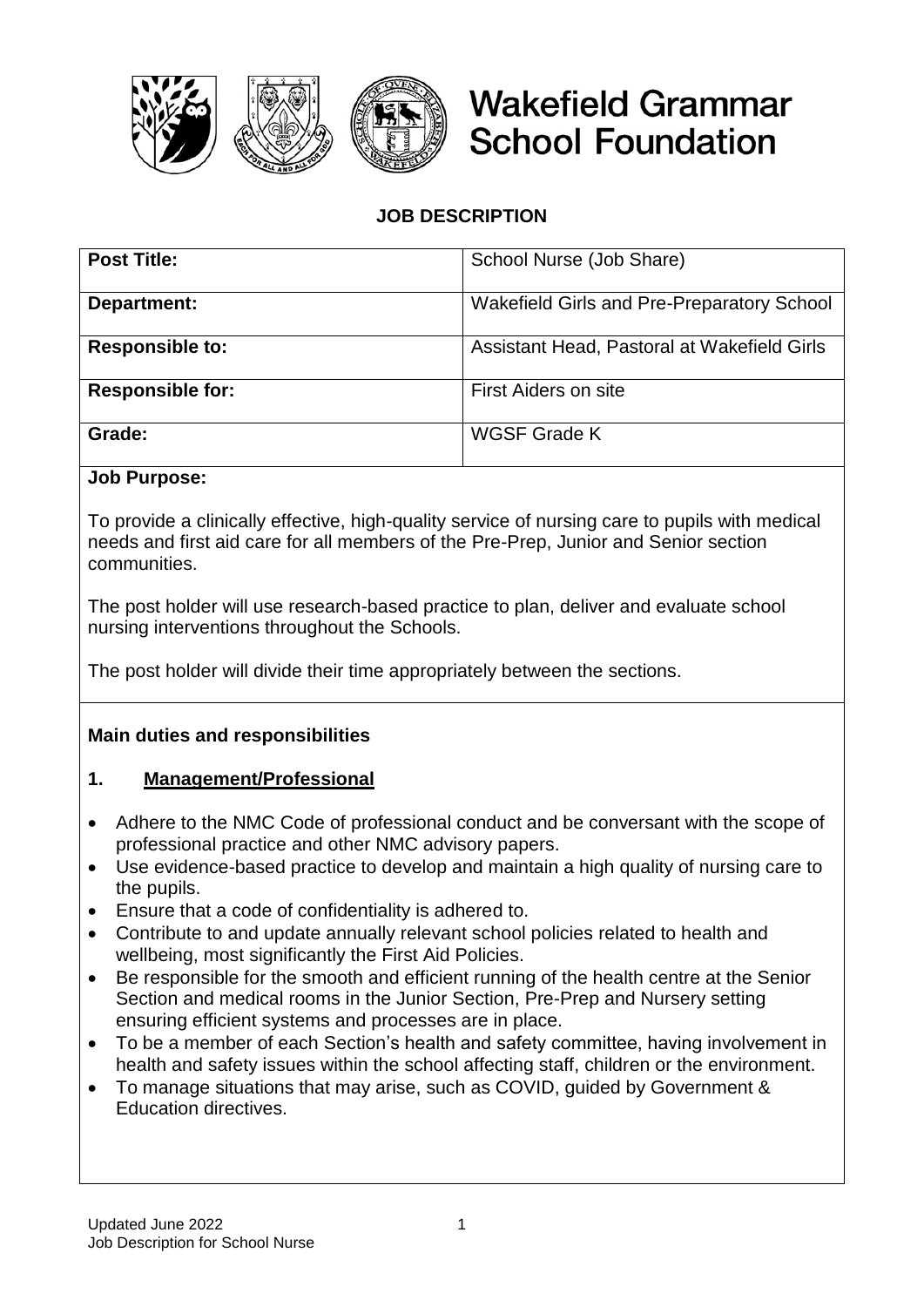# Wakefield Grammar School Foundation

## JOB DESCRIPTION

| **Post Title:** | School Nurse (Job Share) |
|---|---|
| **Department:** | Wakefield Girls and Pre-Preparatory School |
| **Responsible to:** | Assistant Head, Pastoral at Wakefield Girls |
| **Responsible for:** | First Aiders on site |
| **Grade:** | WGSF Grade K |

**Job Purpose:**

To provide a clinically effective, high-quality service of nursing care to pupils with medical needs and first aid care for all members of the Pre-Prep, Junior and Senior section communities.

The post holder will use research-based practice to plan, deliver and evaluate school nursing interventions throughout the Schools.

The post holder will divide their time appropriately between the sections.

**Main duties and responsibilities**

**1. Management/Professional**

- Adhere to the NMC Code of professional conduct and be conversant with the scope of professional practice and other NMC advisory papers.
- Use evidence-based practice to develop and maintain a high quality of nursing care to the pupils.
- Ensure that a code of confidentiality is adhered to.
- Contribute to and update annually relevant school policies related to health and wellbeing, most significantly the First Aid Policies.
- Be responsible for the smooth and efficient running of the health centre at the Senior Section and medical rooms in the Junior Section, Pre-Prep and Nursery setting ensuring efficient systems and processes are in place.
- To be a member of each Section's health and safety committee, having involvement in health and safety issues within the school affecting staff, children or the environment.
- To manage situations that may arise, such as COVID, guided by Government & Education directives.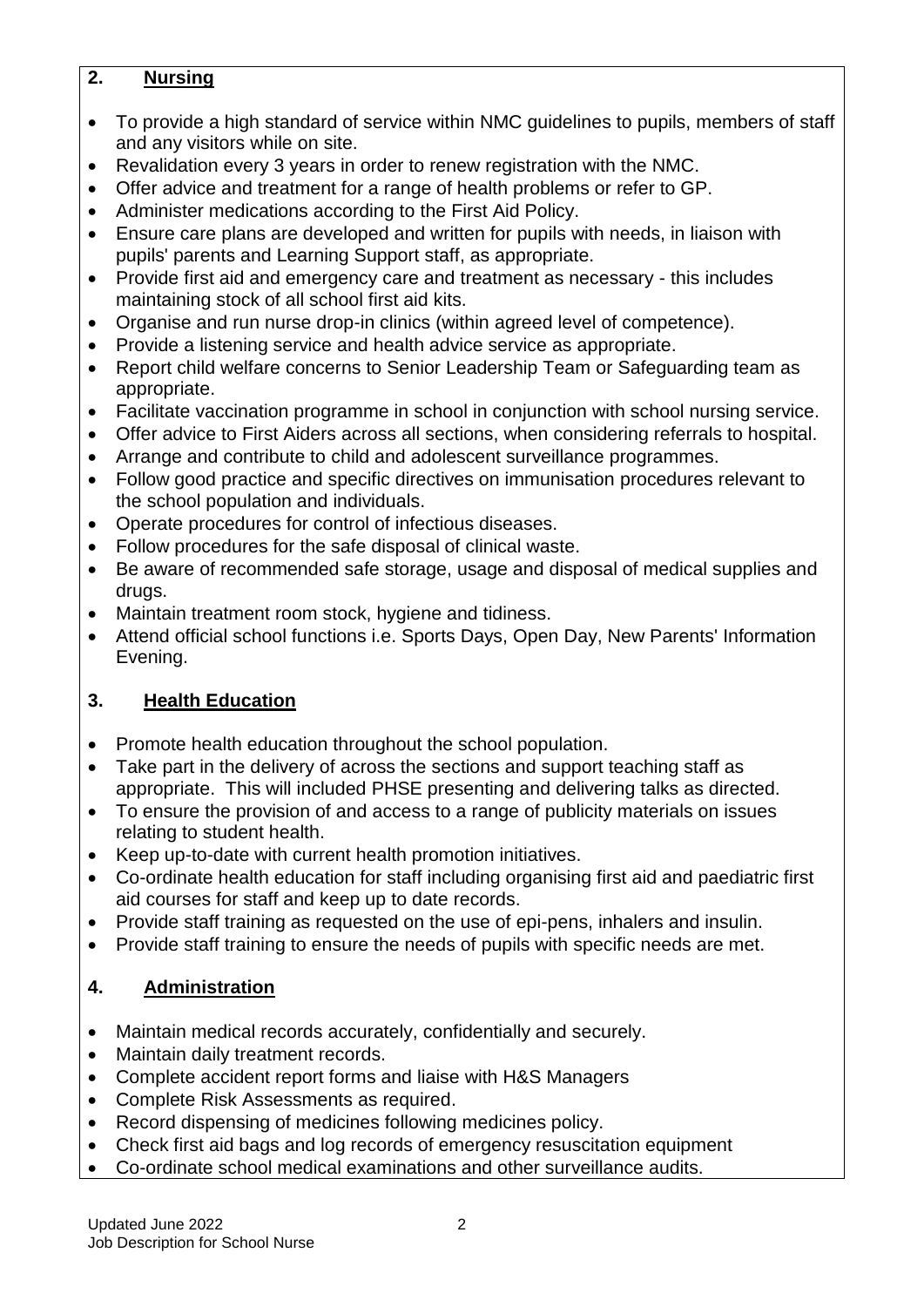## 2. Nursing

- To provide a high standard of service within NMC guidelines to pupils, members of staff and any visitors while on site.
- Revalidation every 3 years in order to renew registration with the NMC.
- Offer advice and treatment for a range of health problems or refer to GP.
- Administer medications according to the First Aid Policy.
- Ensure care plans are developed and written for pupils with needs, in liaison with pupils' parents and Learning Support staff, as appropriate.
- Provide first aid and emergency care and treatment as necessary - this includes maintaining stock of all school first aid kits.
- Organise and run nurse drop-in clinics (within agreed level of competence).
- Provide a listening service and health advice service as appropriate.
- Report child welfare concerns to Senior Leadership Team or Safeguarding team as appropriate.
- Facilitate vaccination programme in school in conjunction with school nursing service.
- Offer advice to First Aiders across all sections, when considering referrals to hospital.
- Arrange and contribute to child and adolescent surveillance programmes.
- Follow good practice and specific directives on immunisation procedures relevant to the school population and individuals.
- Operate procedures for control of infectious diseases.
- Follow procedures for the safe disposal of clinical waste.
- Be aware of recommended safe storage, usage and disposal of medical supplies and drugs.
- Maintain treatment room stock, hygiene and tidiness.
- Attend official school functions i.e. Sports Days, Open Day, New Parents' Information Evening.

## 3. Health Education

- Promote health education throughout the school population.
- Take part in the delivery of across the sections and support teaching staff as appropriate. This will included PHSE presenting and delivering talks as directed.
- To ensure the provision of and access to a range of publicity materials on issues relating to student health.
- Keep up-to-date with current health promotion initiatives.
- Co-ordinate health education for staff including organising first aid and paediatric first aid courses for staff and keep up to date records.
- Provide staff training as requested on the use of epi-pens, inhalers and insulin.
- Provide staff training to ensure the needs of pupils with specific needs are met.

## 4. Administration

- Maintain medical records accurately, confidentially and securely.
- Maintain daily treatment records.
- Complete accident report forms and liaise with H&S Managers
- Complete Risk Assessments as required.
- Record dispensing of medicines following medicines policy.
- Check first aid bags and log records of emergency resuscitation equipment
- Co-ordinate school medical examinations and other surveillance audits.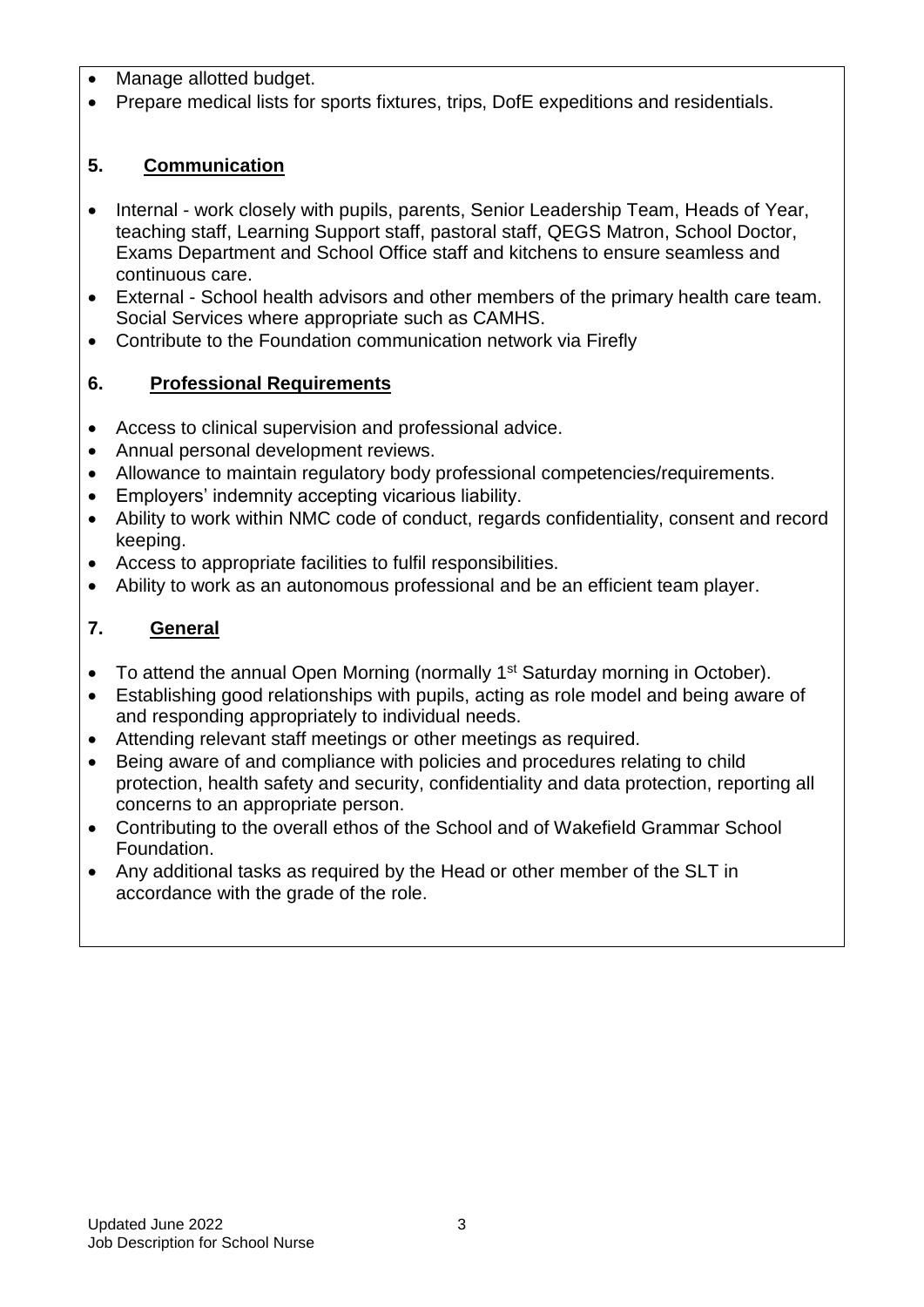- Manage allotted budget.
- Prepare medical lists for sports fixtures, trips, DofE expeditions and residentials.

## 5. Communication

- Internal - work closely with pupils, parents, Senior Leadership Team, Heads of Year, teaching staff, Learning Support staff, pastoral staff, QEGS Matron, School Doctor, Exams Department and School Office staff and kitchens to ensure seamless and continuous care.
- External - School health advisors and other members of the primary health care team. Social Services where appropriate such as CAMHS.
- Contribute to the Foundation communication network via Firefly

## 6. Professional Requirements

- Access to clinical supervision and professional advice.
- Annual personal development reviews.
- Allowance to maintain regulatory body professional competencies/requirements.
- Employers' indemnity accepting vicarious liability.
- Ability to work within NMC code of conduct, regards confidentiality, consent and record keeping.
- Access to appropriate facilities to fulfil responsibilities.
- Ability to work as an autonomous professional and be an efficient team player.

## 7. General

- To attend the annual Open Morning (normally 1st Saturday morning in October).
- Establishing good relationships with pupils, acting as role model and being aware of and responding appropriately to individual needs.
- Attending relevant staff meetings or other meetings as required.
- Being aware of and compliance with policies and procedures relating to child protection, health safety and security, confidentiality and data protection, reporting all concerns to an appropriate person.
- Contributing to the overall ethos of the School and of Wakefield Grammar School Foundation.
- Any additional tasks as required by the Head or other member of the SLT in accordance with the grade of the role.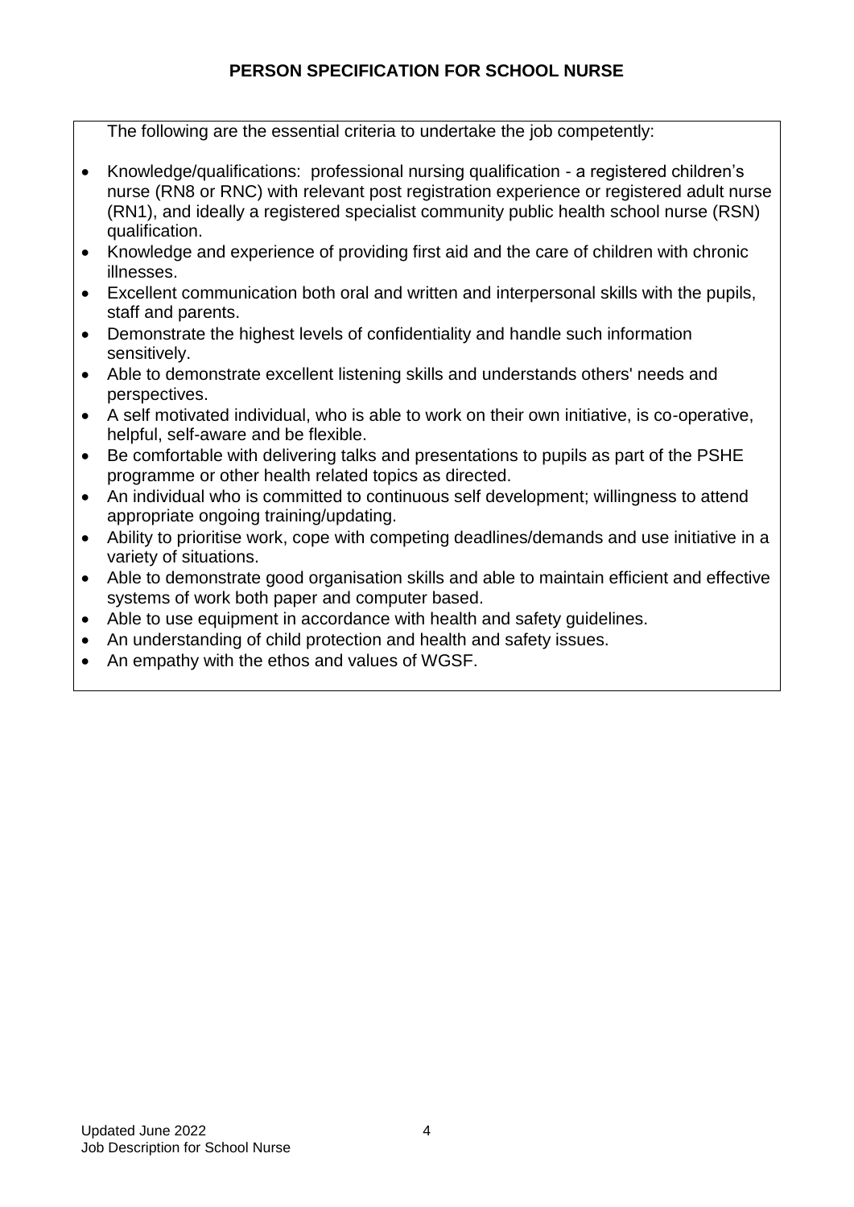## PERSON SPECIFICATION FOR SCHOOL NURSE

The following are the essential criteria to undertake the job competently:

- Knowledge/qualifications: professional nursing qualification - a registered children's nurse (RN8 or RNC) with relevant post registration experience or registered adult nurse (RN1), and ideally a registered specialist community public health school nurse (RSN) qualification.
- Knowledge and experience of providing first aid and the care of children with chronic illnesses.
- Excellent communication both oral and written and interpersonal skills with the pupils, staff and parents.
- Demonstrate the highest levels of confidentiality and handle such information sensitively.
- Able to demonstrate excellent listening skills and understands others' needs and perspectives.
- A self motivated individual, who is able to work on their own initiative, is co-operative, helpful, self-aware and be flexible.
- Be comfortable with delivering talks and presentations to pupils as part of the PSHE programme or other health related topics as directed.
- An individual who is committed to continuous self development; willingness to attend appropriate ongoing training/updating.
- Ability to prioritise work, cope with competing deadlines/demands and use initiative in a variety of situations.
- Able to demonstrate good organisation skills and able to maintain efficient and effective systems of work both paper and computer based.
- Able to use equipment in accordance with health and safety guidelines.
- An understanding of child protection and health and safety issues.
- An empathy with the ethos and values of WGSF.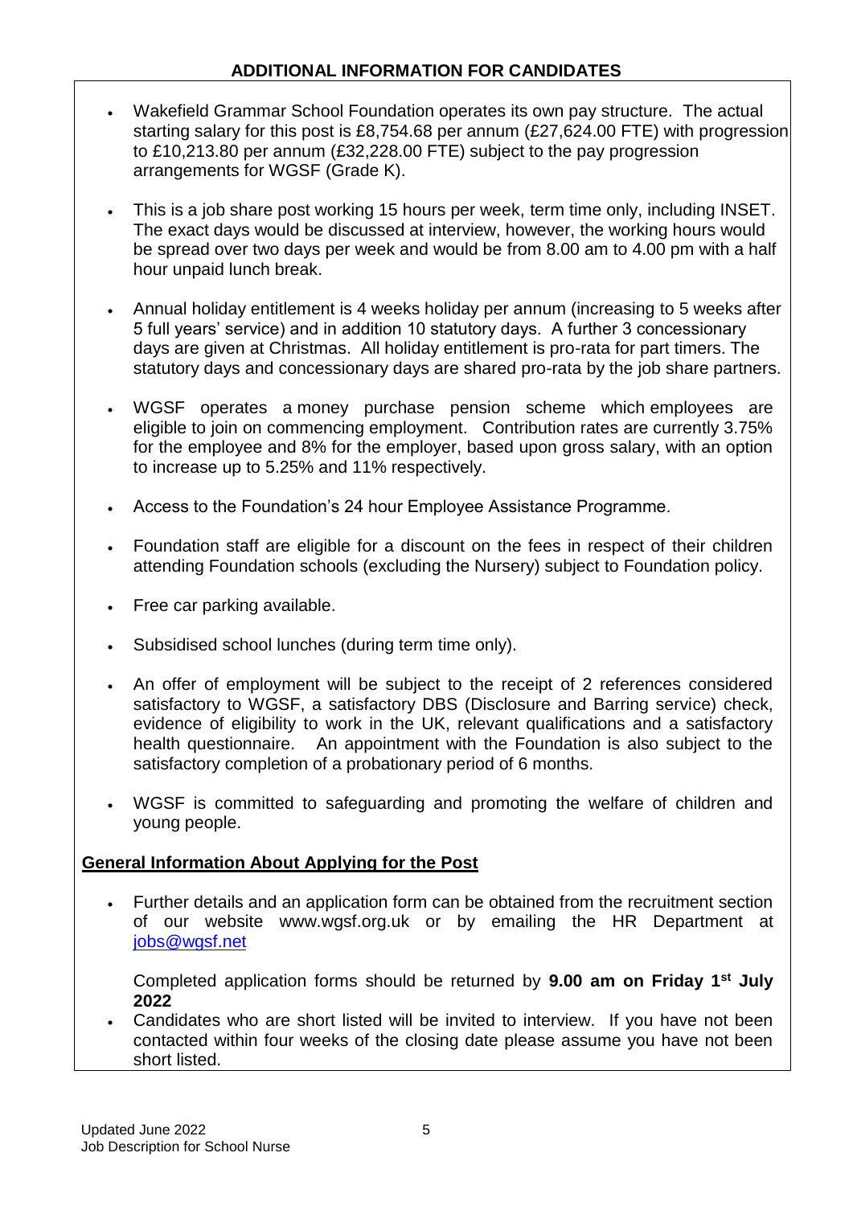## ADDITIONAL INFORMATION FOR CANDIDATES

- Wakefield Grammar School Foundation operates its own pay structure. The actual starting salary for this post is £8,754.68 per annum (£27,624.00 FTE) with progression to £10,213.80 per annum (£32,228.00 FTE) subject to the pay progression arrangements for WGSF (Grade K).

- This is a job share post working 15 hours per week, term time only, including INSET. The exact days would be discussed at interview, however, the working hours would be spread over two days per week and would be from 8.00 am to 4.00 pm with a half hour unpaid lunch break.

- Annual holiday entitlement is 4 weeks holiday per annum (increasing to 5 weeks after 5 full years' service) and in addition 10 statutory days. A further 3 concessionary days are given at Christmas. All holiday entitlement is pro-rata for part timers. The statutory days and concessionary days are shared pro-rata by the job share partners.

- WGSF operates a money purchase pension scheme which employees are eligible to join on commencing employment. Contribution rates are currently 3.75% for the employee and 8% for the employer, based upon gross salary, with an option to increase up to 5.25% and 11% respectively.

- Access to the Foundation's 24 hour Employee Assistance Programme.

- Foundation staff are eligible for a discount on the fees in respect of their children attending Foundation schools (excluding the Nursery) subject to Foundation policy.

- Free car parking available.

- Subsidised school lunches (during term time only).

- An offer of employment will be subject to the receipt of 2 references considered satisfactory to WGSF, a satisfactory DBS (Disclosure and Barring service) check, evidence of eligibility to work in the UK, relevant qualifications and a satisfactory health questionnaire. An appointment with the Foundation is also subject to the satisfactory completion of a probationary period of 6 months.

- WGSF is committed to safeguarding and promoting the welfare of children and young people.

### General Information About Applying for the Post

- Further details and an application form can be obtained from the recruitment section of our website www.wgsf.org.uk or by emailing the HR Department at jobs@wgsf.net

  Completed application forms should be returned by **9.00 am on Friday 1st July 2022**

- Candidates who are short listed will be invited to interview. If you have not been contacted within four weeks of the closing date please assume you have not been short listed.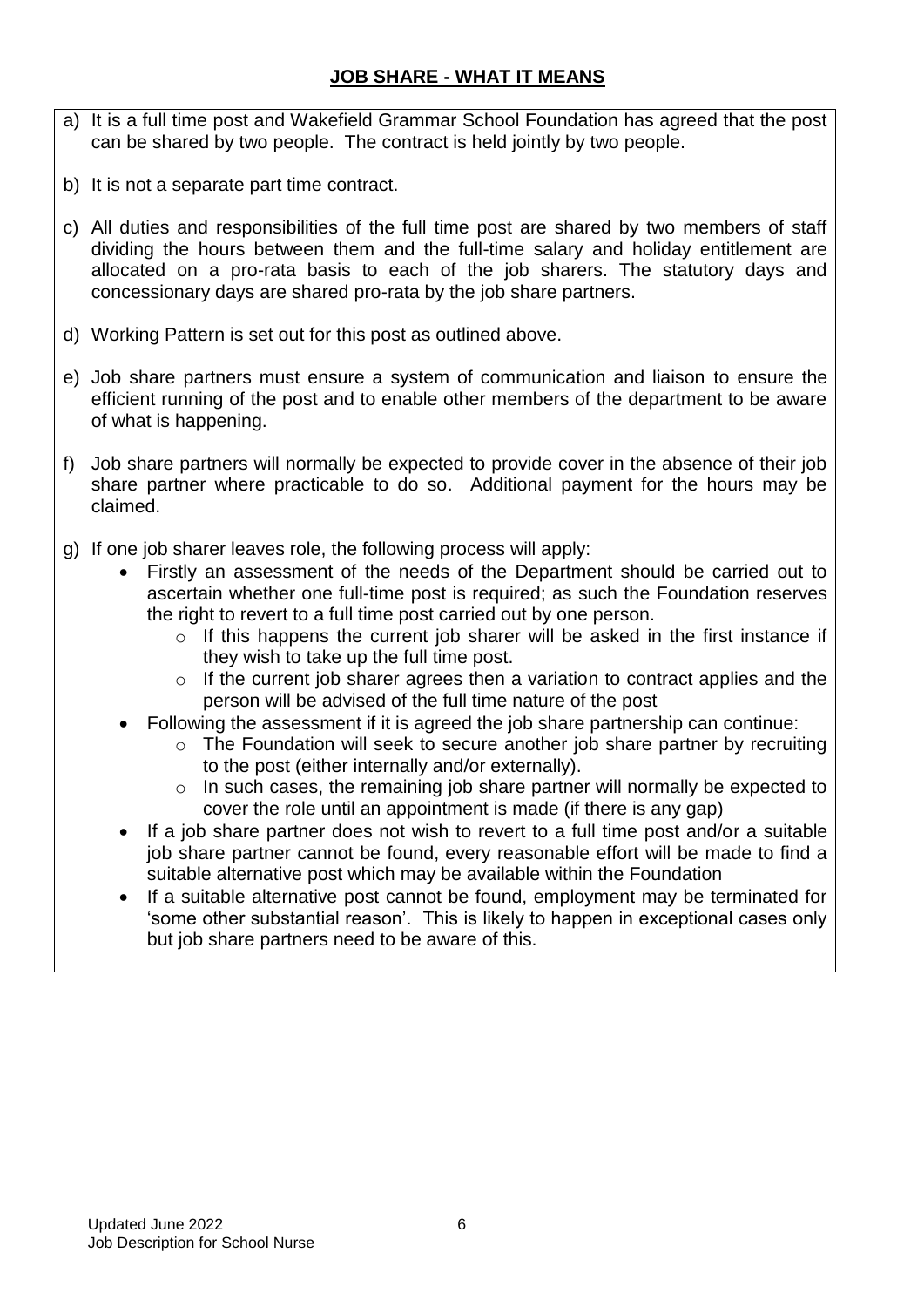## JOB SHARE - WHAT IT MEANS

a) It is a full time post and Wakefield Grammar School Foundation has agreed that the post can be shared by two people. The contract is held jointly by two people.

b) It is not a separate part time contract.

c) All duties and responsibilities of the full time post are shared by two members of staff dividing the hours between them and the full-time salary and holiday entitlement are allocated on a pro-rata basis to each of the job sharers. The statutory days and concessionary days are shared pro-rata by the job share partners.

d) Working Pattern is set out for this post as outlined above.

e) Job share partners must ensure a system of communication and liaison to ensure the efficient running of the post and to enable other members of the department to be aware of what is happening.

f) Job share partners will normally be expected to provide cover in the absence of their job share partner where practicable to do so. Additional payment for the hours may be claimed.

g) If one job sharer leaves role, the following process will apply:
   - Firstly an assessment of the needs of the Department should be carried out to ascertain whether one full-time post is required; as such the Foundation reserves the right to revert to a full time post carried out by one person.
     - If this happens the current job sharer will be asked in the first instance if they wish to take up the full time post.
     - If the current job sharer agrees then a variation to contract applies and the person will be advised of the full time nature of the post
   - Following the assessment if it is agreed the job share partnership can continue:
     - The Foundation will seek to secure another job share partner by recruiting to the post (either internally and/or externally).
     - In such cases, the remaining job share partner will normally be expected to cover the role until an appointment is made (if there is any gap)
   - If a job share partner does not wish to revert to a full time post and/or a suitable job share partner cannot be found, every reasonable effort will be made to find a suitable alternative post which may be available within the Foundation
   - If a suitable alternative post cannot be found, employment may be terminated for 'some other substantial reason'. This is likely to happen in exceptional cases only but job share partners need to be aware of this.